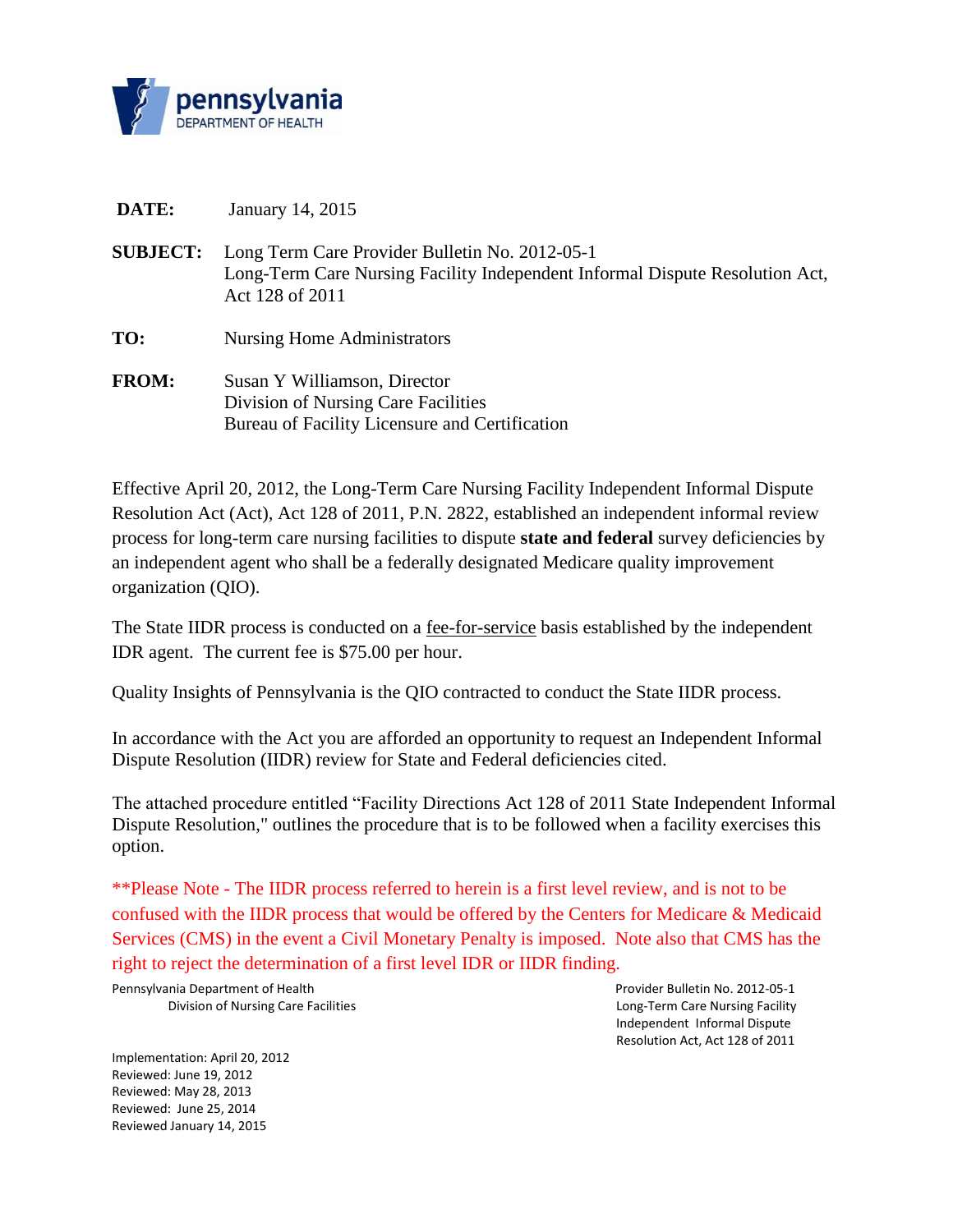pennsylvania
DEPARTMENT OF HEALTH

**DATE:** January 14, 2015

**SUBJECT:** Long Term Care Provider Bulletin No. 2012-05-1
Long-Term Care Nursing Facility Independent Informal Dispute Resolution Act, Act 128 of 2011

**TO:** Nursing Home Administrators

**FROM:** Susan Y Williamson, Director
Division of Nursing Care Facilities
Bureau of Facility Licensure and Certification

Effective April 20, 2012, the Long-Term Care Nursing Facility Independent Informal Dispute Resolution Act (Act), Act 128 of 2011, P.N. 2822, established an independent informal review process for long-term care nursing facilities to dispute **state and federal** survey deficiencies by an independent agent who shall be a federally designated Medicare quality improvement organization (QIO).

The State IIDR process is conducted on a fee-for-service basis established by the independent IDR agent. The current fee is $75.00 per hour.

Quality Insights of Pennsylvania is the QIO contracted to conduct the State IIDR process.

In accordance with the Act you are afforded an opportunity to request an Independent Informal Dispute Resolution (IIDR) review for State and Federal deficiencies cited.

The attached procedure entitled "Facility Directions Act 128 of 2011 State Independent Informal Dispute Resolution," outlines the procedure that is to be followed when a facility exercises this option.

**Please Note - The IIDR process referred to herein is a first level review, and is not to be confused with the IIDR process that would be offered by the Centers for Medicare & Medicaid Services (CMS) in the event a Civil Monetary Penalty is imposed. Note also that CMS has the right to reject the determination of a first level IDR or IIDR finding.

Pennsylvania Department of Health
Division of Nursing Care Facilities

Provider Bulletin No. 2012-05-1
Long-Term Care Nursing Facility Independent Informal Dispute Resolution Act, Act 128 of 2011

Implementation: April 20, 2012
Reviewed: June 19, 2012
Reviewed: May 28, 2013
Reviewed: June 25, 2014
Reviewed January 14, 2015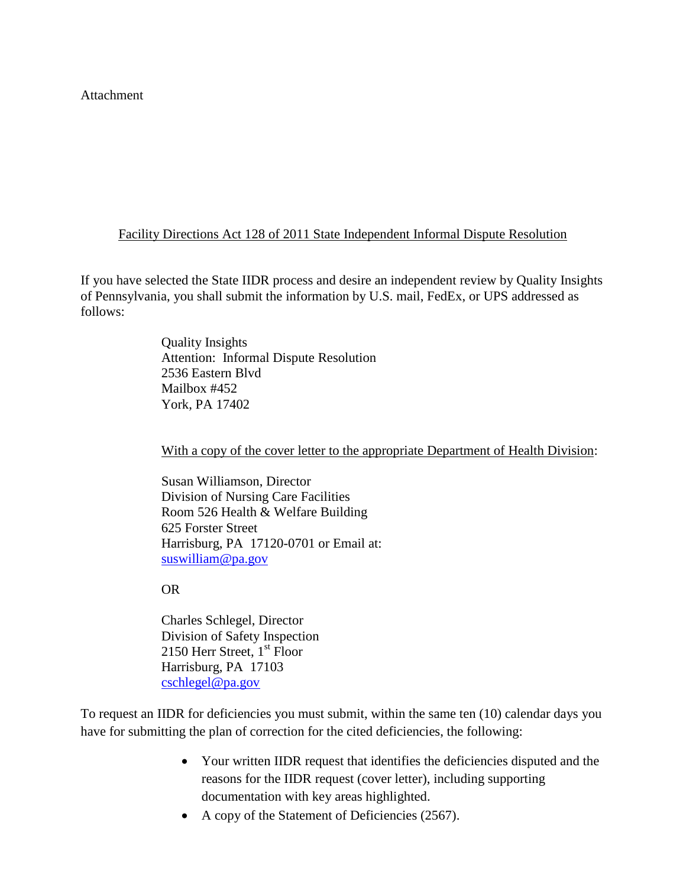Attachment

<u>Facility Directions Act 128 of 2011 State Independent Informal Dispute Resolution</u>

If you have selected the State IIDR process and desire an independent review by Quality Insights of Pennsylvania, you shall submit the information by U.S. mail, FedEx, or UPS addressed as follows:

> Quality Insights
> Attention: Informal Dispute Resolution
> 2536 Eastern Blvd
> Mailbox #452
> York, PA 17402

> <u>With a copy of the cover letter to the appropriate Department of Health Division</u>:
>
> Susan Williamson, Director
> Division of Nursing Care Facilities
> Room 526 Health & Welfare Building
> 625 Forster Street
> Harrisburg, PA 17120-0701 or Email at:
> suswilliam@pa.gov
>
> OR
>
> Charles Schlegel, Director
> Division of Safety Inspection
> 2150 Herr Street, 1st Floor
> Harrisburg, PA 17103
> cschlegel@pa.gov

To request an IIDR for deficiencies you must submit, within the same ten (10) calendar days you have for submitting the plan of correction for the cited deficiencies, the following:

- Your written IIDR request that identifies the deficiencies disputed and the reasons for the IIDR request (cover letter), including supporting documentation with key areas highlighted.
- A copy of the Statement of Deficiencies (2567).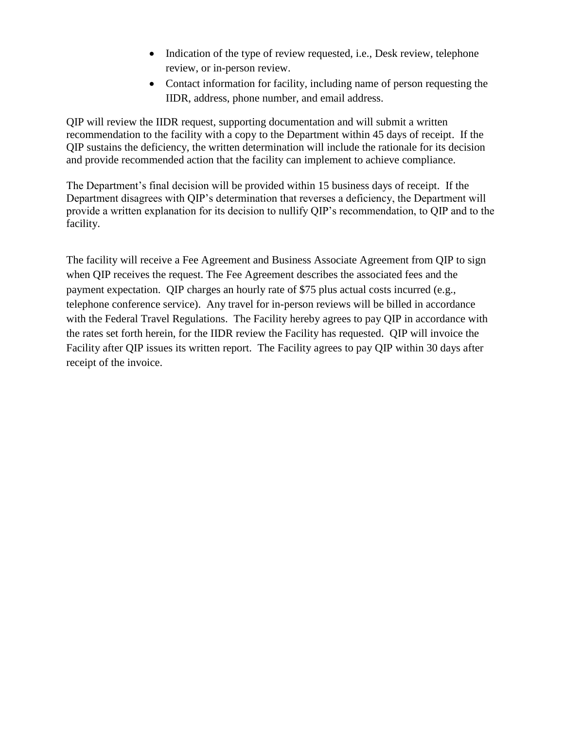- Indication of the type of review requested, i.e., Desk review, telephone review, or in-person review.
- Contact information for facility, including name of person requesting the IIDR, address, phone number, and email address.

QIP will review the IIDR request, supporting documentation and will submit a written recommendation to the facility with a copy to the Department within 45 days of receipt. If the QIP sustains the deficiency, the written determination will include the rationale for its decision and provide recommended action that the facility can implement to achieve compliance.

The Department's final decision will be provided within 15 business days of receipt. If the Department disagrees with QIP's determination that reverses a deficiency, the Department will provide a written explanation for its decision to nullify QIP's recommendation, to QIP and to the facility.

The facility will receive a Fee Agreement and Business Associate Agreement from QIP to sign when QIP receives the request. The Fee Agreement describes the associated fees and the payment expectation. QIP charges an hourly rate of $75 plus actual costs incurred (e.g., telephone conference service). Any travel for in-person reviews will be billed in accordance with the Federal Travel Regulations. The Facility hereby agrees to pay QIP in accordance with the rates set forth herein, for the IIDR review the Facility has requested. QIP will invoice the Facility after QIP issues its written report. The Facility agrees to pay QIP within 30 days after receipt of the invoice.